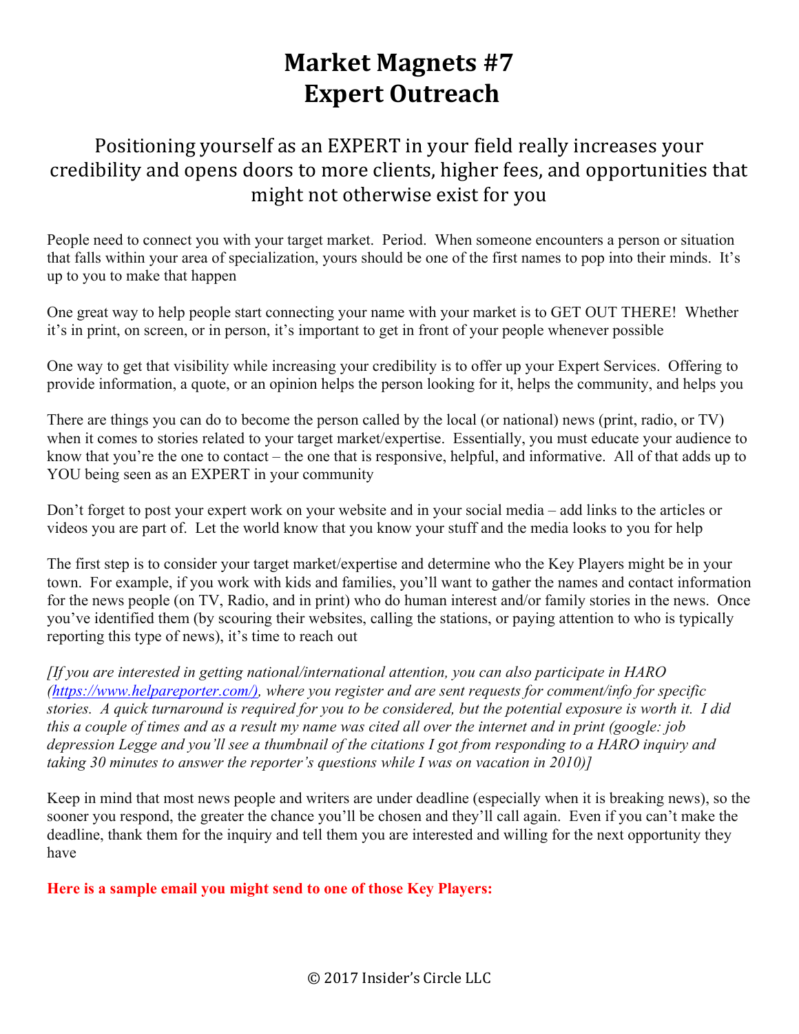# Market Magnets #7
# Expert Outreach

## Positioning yourself as an EXPERT in your field really increases your credibility and opens doors to more clients, higher fees, and opportunities that might not otherwise exist for you

People need to connect you with your target market. Period. When someone encounters a person or situation that falls within your area of specialization, yours should be one of the first names to pop into their minds. It's up to you to make that happen

One great way to help people start connecting your name with your market is to GET OUT THERE! Whether it's in print, on screen, or in person, it's important to get in front of your people whenever possible

One way to get that visibility while increasing your credibility is to offer up your Expert Services. Offering to provide information, a quote, or an opinion helps the person looking for it, helps the community, and helps you

There are things you can do to become the person called by the local (or national) news (print, radio, or TV) when it comes to stories related to your target market/expertise. Essentially, you must educate your audience to know that you're the one to contact – the one that is responsive, helpful, and informative. All of that adds up to YOU being seen as an EXPERT in your community

Don't forget to post your expert work on your website and in your social media – add links to the articles or videos you are part of. Let the world know that you know your stuff and the media looks to you for help

The first step is to consider your target market/expertise and determine who the Key Players might be in your town. For example, if you work with kids and families, you'll want to gather the names and contact information for the news people (on TV, Radio, and in print) who do human interest and/or family stories in the news. Once you've identified them (by scouring their websites, calling the stations, or paying attention to who is typically reporting this type of news), it's time to reach out

*[If you are interested in getting national/international attention, you can also participate in HARO (https://www.helpareporter.com/), where you register and are sent requests for comment/info for specific stories. A quick turnaround is required for you to be considered, but the potential exposure is worth it. I did this a couple of times and as a result my name was cited all over the internet and in print (google: job depression Legge and you'll see a thumbnail of the citations I got from responding to a HARO inquiry and taking 30 minutes to answer the reporter's questions while I was on vacation in 2010)]*

Keep in mind that most news people and writers are under deadline (especially when it is breaking news), so the sooner you respond, the greater the chance you'll be chosen and they'll call again. Even if you can't make the deadline, thank them for the inquiry and tell them you are interested and willing for the next opportunity they have

**Here is a sample email you might send to one of those Key Players:**

© 2017 Insider's Circle LLC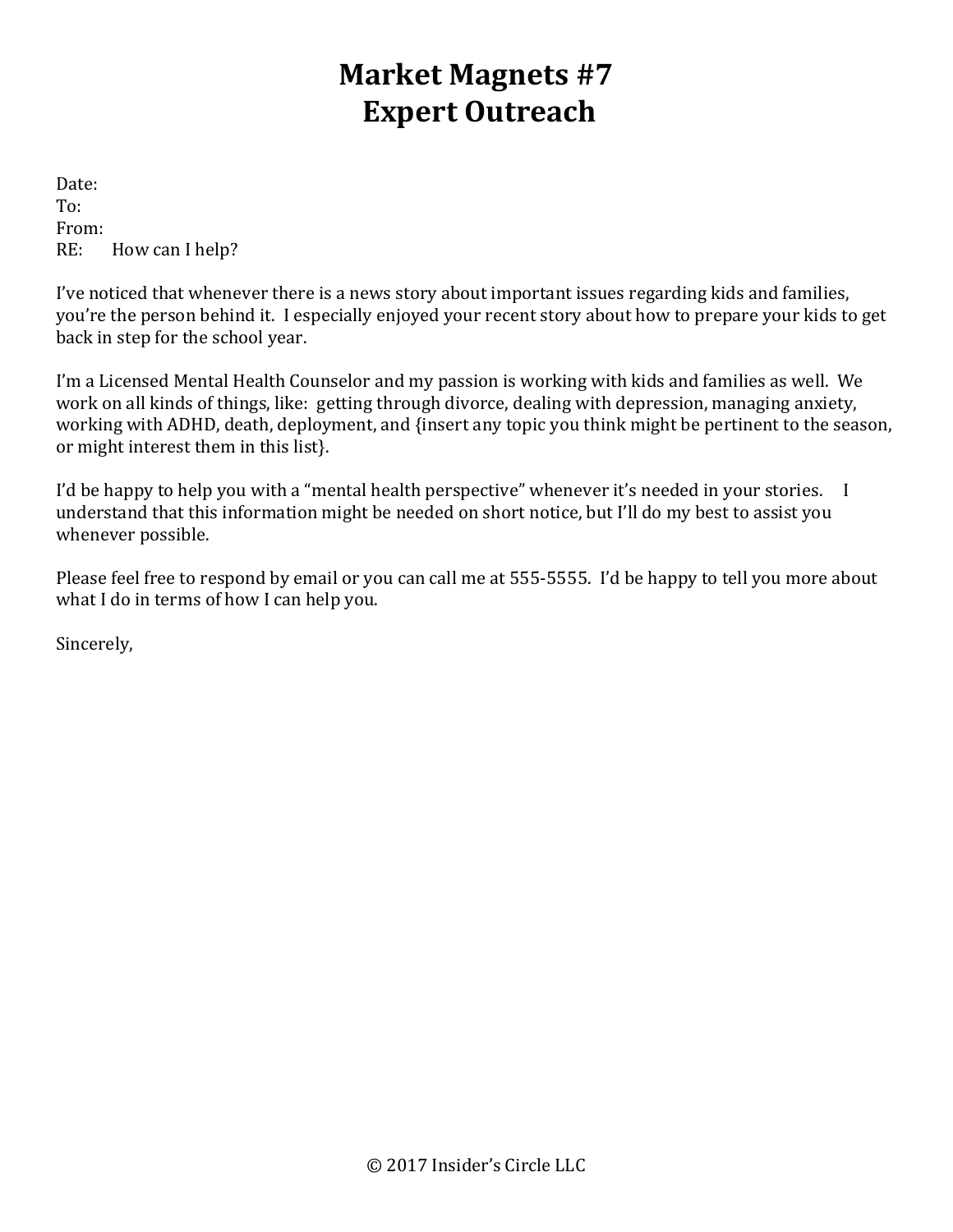# Market Magnets #7
# Expert Outreach

Date:
To:
From:
RE: How can I help?

I've noticed that whenever there is a news story about important issues regarding kids and families, you're the person behind it. I especially enjoyed your recent story about how to prepare your kids to get back in step for the school year.

I'm a Licensed Mental Health Counselor and my passion is working with kids and families as well. We work on all kinds of things, like: getting through divorce, dealing with depression, managing anxiety, working with ADHD, death, deployment, and {insert any topic you think might be pertinent to the season, or might interest them in this list}.

I'd be happy to help you with a "mental health perspective" whenever it's needed in your stories. I understand that this information might be needed on short notice, but I'll do my best to assist you whenever possible.

Please feel free to respond by email or you can call me at 555-5555. I'd be happy to tell you more about what I do in terms of how I can help you.

Sincerely,

© 2017 Insider's Circle LLC